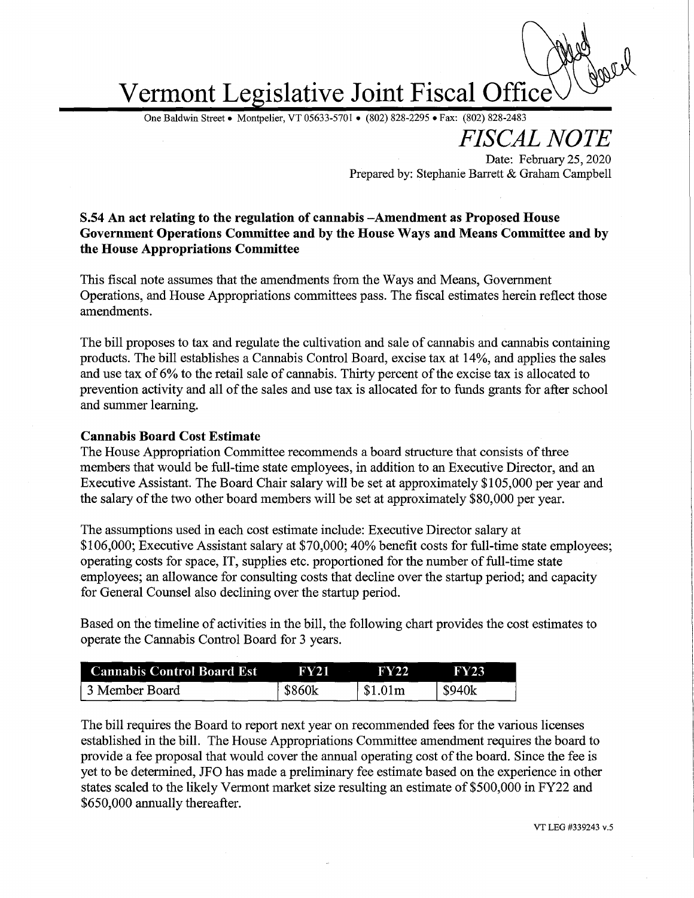# Vermont Legislative Joint Fiscal Office

One Baldwin Street • Montpelier, VT 05633-5701 • (802) 828-2295 • Fax: (802) 828-2483

## *FISCAL NOTE*

Date: February 25, 2020
Prepared by: Stephanie Barrett & Graham Campbell

### S.54 An act relating to the regulation of cannabis –Amendment as Proposed House Government Operations Committee and by the House Ways and Means Committee and by the House Appropriations Committee

This fiscal note assumes that the amendments from the Ways and Means, Government Operations, and House Appropriations committees pass. The fiscal estimates herein reflect those amendments.

The bill proposes to tax and regulate the cultivation and sale of cannabis and cannabis containing products. The bill establishes a Cannabis Control Board, excise tax at 14%, and applies the sales and use tax of 6% to the retail sale of cannabis. Thirty percent of the excise tax is allocated to prevention activity and all of the sales and use tax is allocated for to funds grants for after school and summer learning.

**Cannabis Board Cost Estimate**
The House Appropriation Committee recommends a board structure that consists of three members that would be full-time state employees, in addition to an Executive Director, and an Executive Assistant. The Board Chair salary will be set at approximately $105,000 per year and the salary of the two other board members will be set at approximately $80,000 per year.

The assumptions used in each cost estimate include: Executive Director salary at $106,000; Executive Assistant salary at $70,000; 40% benefit costs for full-time state employees; operating costs for space, IT, supplies etc. proportioned for the number of full-time state employees; an allowance for consulting costs that decline over the startup period; and capacity for General Counsel also declining over the startup period.

Based on the timeline of activities in the bill, the following chart provides the cost estimates to operate the Cannabis Control Board for 3 years.

| Cannabis Control Board Est | FY21 | FY22 | FY23 |
|---|---|---|---|
| 3 Member Board | $860k | $1.01m | $940k |

The bill requires the Board to report next year on recommended fees for the various licenses established in the bill. The House Appropriations Committee amendment requires the board to provide a fee proposal that would cover the annual operating cost of the board. Since the fee is yet to be determined, JFO has made a preliminary fee estimate based on the experience in other states scaled to the likely Vermont market size resulting an estimate of $500,000 in FY22 and $650,000 annually thereafter.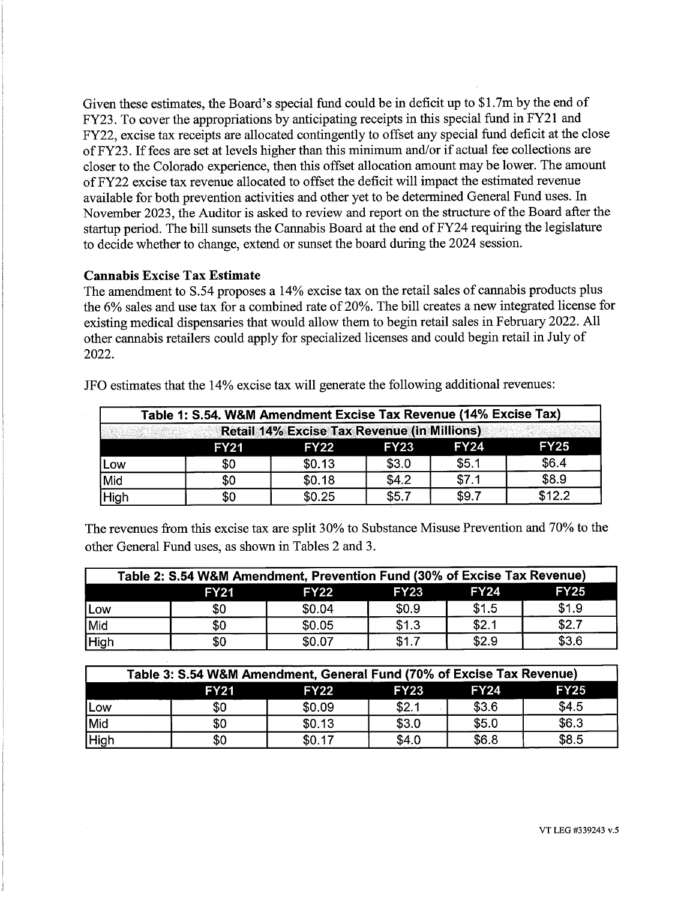Given these estimates, the Board's special fund could be in deficit up to $1.7m by the end of FY23. To cover the appropriations by anticipating receipts in this special fund in FY21 and FY22, excise tax receipts are allocated contingently to offset any special fund deficit at the close of FY23. If fees are set at levels higher than this minimum and/or if actual fee collections are closer to the Colorado experience, then this offset allocation amount may be lower. The amount of FY22 excise tax revenue allocated to offset the deficit will impact the estimated revenue available for both prevention activities and other yet to be determined General Fund uses. In November 2023, the Auditor is asked to review and report on the structure of the Board after the startup period. The bill sunsets the Cannabis Board at the end of FY24 requiring the legislature to decide whether to change, extend or sunset the board during the 2024 session.

**Cannabis Excise Tax Estimate**

The amendment to S.54 proposes a 14% excise tax on the retail sales of cannabis products plus the 6% sales and use tax for a combined rate of 20%. The bill creates a new integrated license for existing medical dispensaries that would allow them to begin retail sales in February 2022. All other cannabis retailers could apply for specialized licenses and could begin retail in July of 2022.

JFO estimates that the 14% excise tax will generate the following additional revenues:

| Table 1: S.54. W&M Amendment Excise Tax Revenue (14% Excise Tax) | | | | | |
|---|---|---|---|---|---|
| Retail 14% Excise Tax Revenue (in Millions) | | | | | |
| | FY21 | FY22 | FY23 | FY24 | FY25 |
| Low | $0 | $0.13 | $3.0 | $5.1 | $6.4 |
| Mid | $0 | $0.18 | $4.2 | $7.1 | $8.9 |
| High | $0 | $0.25 | $5.7 | $9.7 | $12.2 |

The revenues from this excise tax are split 30% to Substance Misuse Prevention and 70% to the other General Fund uses, as shown in Tables 2 and 3.

| Table 2: S.54 W&M Amendment, Prevention Fund (30% of Excise Tax Revenue) | | | | | |
|---|---|---|---|---|---|
| | FY21 | FY22 | FY23 | FY24 | FY25 |
| Low | $0 | $0.04 | $0.9 | $1.5 | $1.9 |
| Mid | $0 | $0.05 | $1.3 | $2.1 | $2.7 |
| High | $0 | $0.07 | $1.7 | $2.9 | $3.6 |

| Table 3: S.54 W&M Amendment, General Fund (70% of Excise Tax Revenue) | | | | | |
|---|---|---|---|---|---|
| | FY21 | FY22 | FY23 | FY24 | FY25 |
| Low | $0 | $0.09 | $2.1 | $3.6 | $4.5 |
| Mid | $0 | $0.13 | $3.0 | $5.0 | $6.3 |
| High | $0 | $0.17 | $4.0 | $6.8 | $8.5 |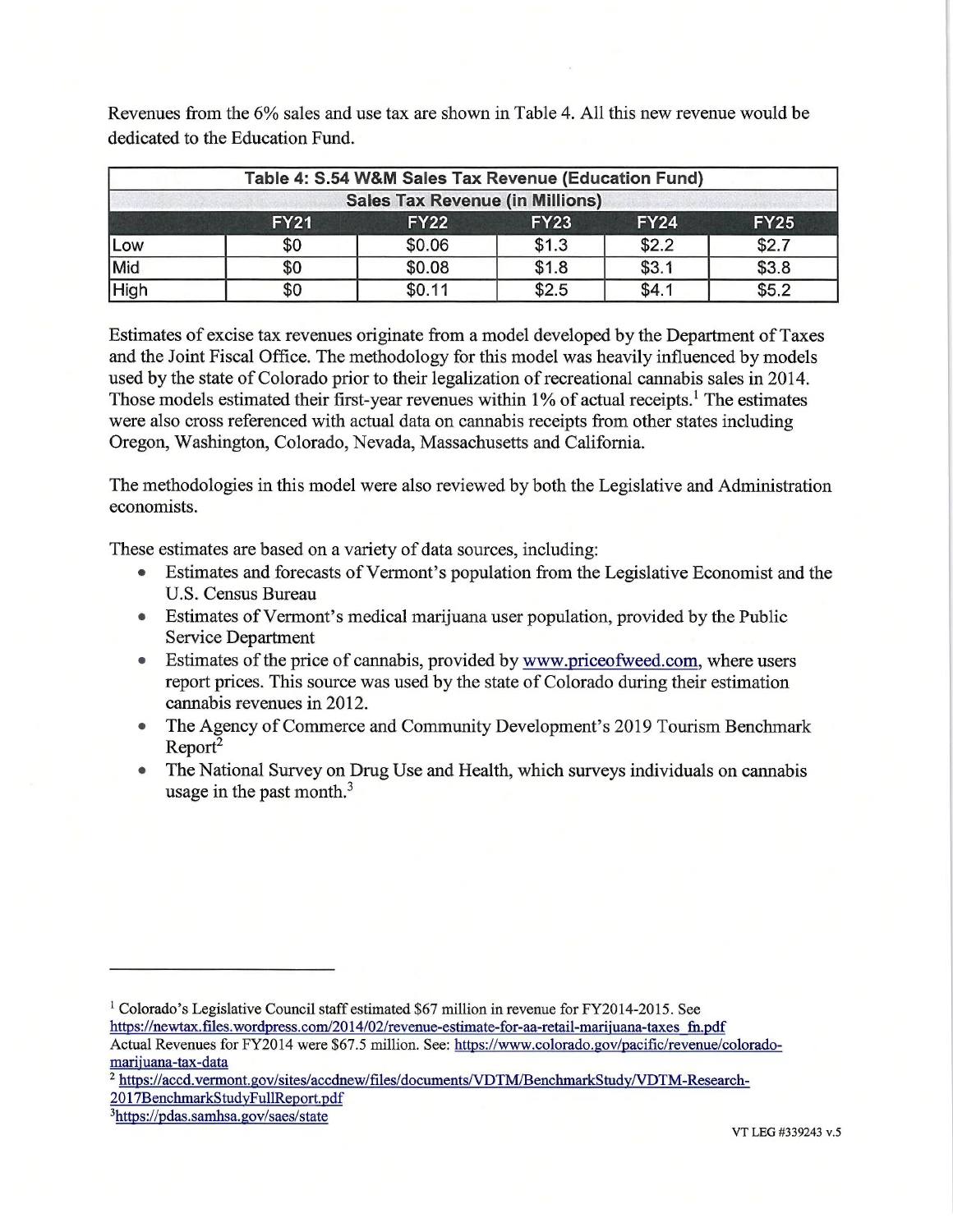Revenues from the 6% sales and use tax are shown in Table 4. All this new revenue would be dedicated to the Education Fund.

| Table 4: S.54 W&M Sales Tax Revenue (Education Fund) | | | | | |
|---|---|---|---|---|---|
| Sales Tax Revenue (in Millions) | | | | | |
| | FY21 | FY22 | FY23 | FY24 | FY25 |
| Low | $0 | $0.06 | $1.3 | $2.2 | $2.7 |
| Mid | $0 | $0.08 | $1.8 | $3.1 | $3.8 |
| High | $0 | $0.11 | $2.5 | $4.1 | $5.2 |

Estimates of excise tax revenues originate from a model developed by the Department of Taxes and the Joint Fiscal Office. The methodology for this model was heavily influenced by models used by the state of Colorado prior to their legalization of recreational cannabis sales in 2014. Those models estimated their first-year revenues within 1% of actual receipts.[1] The estimates were also cross referenced with actual data on cannabis receipts from other states including Oregon, Washington, Colorado, Nevada, Massachusetts and California.

The methodologies in this model were also reviewed by both the Legislative and Administration economists.

These estimates are based on a variety of data sources, including:

- Estimates and forecasts of Vermont's population from the Legislative Economist and the U.S. Census Bureau
- Estimates of Vermont's medical marijuana user population, provided by the Public Service Department
- Estimates of the price of cannabis, provided by www.priceofweed.com, where users report prices. This source was used by the state of Colorado during their estimation cannabis revenues in 2012.
- The Agency of Commerce and Community Development's 2019 Tourism Benchmark Report[2]
- The National Survey on Drug Use and Health, which surveys individuals on cannabis usage in the past month.[3]

---

[1] Colorado's Legislative Council staff estimated $67 million in revenue for FY2014-2015. See https://newtax.files.wordpress.com/2014/02/revenue-estimate-for-aa-retail-marijuana-taxes_fn.pdf
Actual Revenues for FY2014 were $67.5 million. See: https://www.colorado.gov/pacific/revenue/colorado-marijuana-tax-data

[2] https://accd.vermont.gov/sites/accdnew/files/documents/VDTM/BenchmarkStudy/VDTM-Research-2017BenchmarkStudyFullReport.pdf

[3] https://pdas.samhsa.gov/saes/state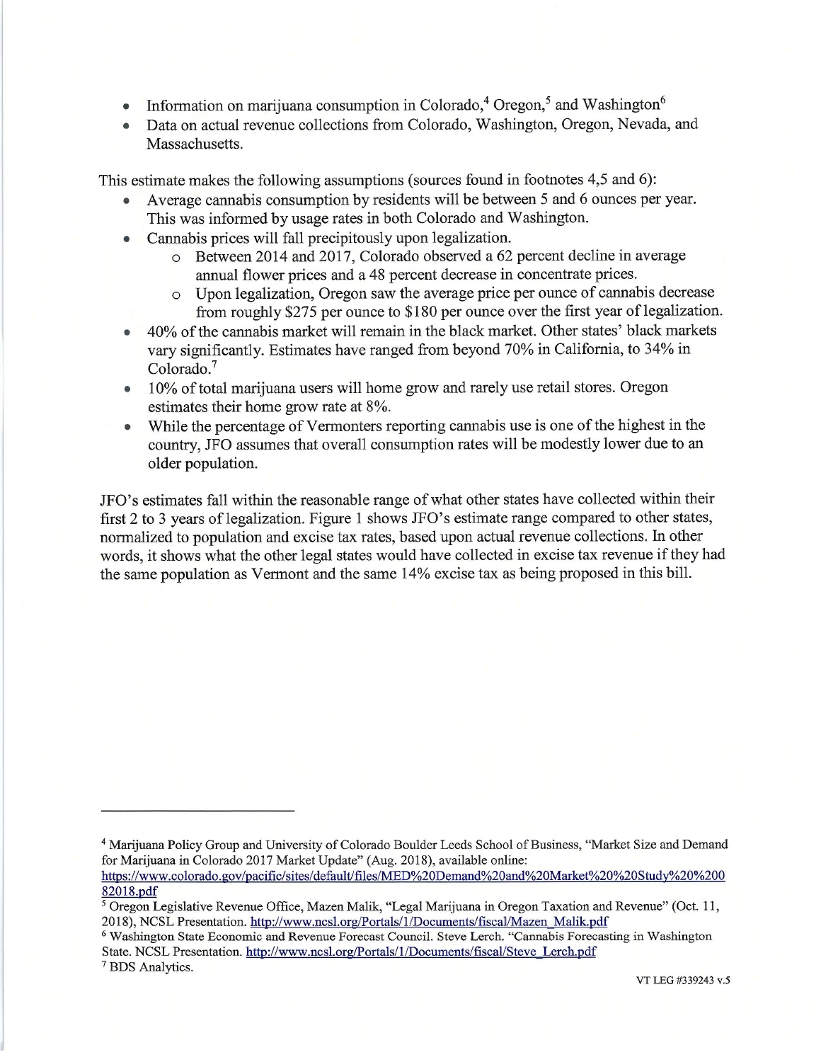- Information on marijuana consumption in Colorado,[4] Oregon,[5] and Washington[6]
- Data on actual revenue collections from Colorado, Washington, Oregon, Nevada, and Massachusetts.

This estimate makes the following assumptions (sources found in footnotes 4,5 and 6):

- Average cannabis consumption by residents will be between 5 and 6 ounces per year. This was informed by usage rates in both Colorado and Washington.
- Cannabis prices will fall precipitously upon legalization.
  - Between 2014 and 2017, Colorado observed a 62 percent decline in average annual flower prices and a 48 percent decrease in concentrate prices.
  - Upon legalization, Oregon saw the average price per ounce of cannabis decrease from roughly $275 per ounce to $180 per ounce over the first year of legalization.
- 40% of the cannabis market will remain in the black market. Other states' black markets vary significantly. Estimates have ranged from beyond 70% in California, to 34% in Colorado.[7]
- 10% of total marijuana users will home grow and rarely use retail stores. Oregon estimates their home grow rate at 8%.
- While the percentage of Vermonters reporting cannabis use is one of the highest in the country, JFO assumes that overall consumption rates will be modestly lower due to an older population.

JFO's estimates fall within the reasonable range of what other states have collected within their first 2 to 3 years of legalization. Figure 1 shows JFO's estimate range compared to other states, normalized to population and excise tax rates, based upon actual revenue collections. In other words, it shows what the other legal states would have collected in excise tax revenue if they had the same population as Vermont and the same 14% excise tax as being proposed in this bill.

---

[4] Marijuana Policy Group and University of Colorado Boulder Leeds School of Business, "Market Size and Demand for Marijuana in Colorado 2017 Market Update" (Aug. 2018), available online: https://www.colorado.gov/pacific/sites/default/files/MED%20Demand%20and%20Market%20%20Study%20%2082018.pdf

[5] Oregon Legislative Revenue Office, Mazen Malik, "Legal Marijuana in Oregon Taxation and Revenue" (Oct. 11, 2018), NCSL Presentation. http://www.ncsl.org/Portals/1/Documents/fiscal/Mazen_Malik.pdf

[6] Washington State Economic and Revenue Forecast Council. Steve Lerch. "Cannabis Forecasting in Washington State. NCSL Presentation. http://www.ncsl.org/Portals/1/Documents/fiscal/Steve_Lerch.pdf

[7] BDS Analytics.

VT LEG #339243 v.5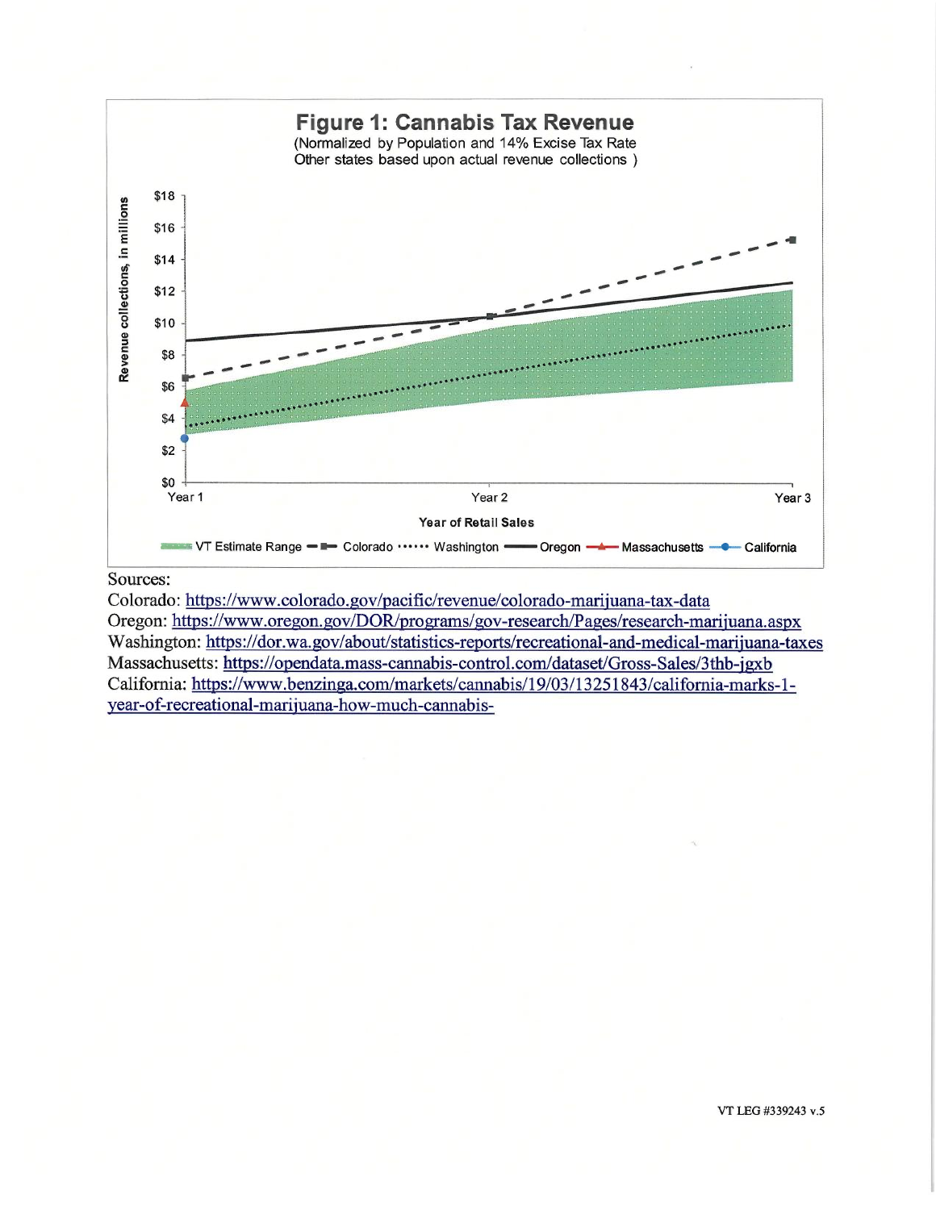**Figure 1: Cannabis Tax Revenue**

(Normalized by Population and 14% Excise Tax Rate
Other states based upon actual revenue collections )

Revenue collections, in millions

$18
$16
$14
$12
$10
$8
$6
$4
$2
$0

Year 1
Year 2
Year 3

Year of Retail Sales

VT Estimate Range — Colorado — Washington — Oregon — Massachusetts — California

Sources:

Colorado: https://www.colorado.gov/pacific/revenue/colorado-marijuana-tax-data

Oregon: https://www.oregon.gov/DOR/programs/gov-research/Pages/research-marijuana.aspx

Washington: https://dor.wa.gov/about/statistics-reports/recreational-and-medical-marijuana-taxes

Massachusetts: https://opendata.mass-cannabis-control.com/dataset/Gross-Sales/3thb-jgxb

California: https://www.benzinga.com/markets/cannabis/19/03/13251843/california-marks-1-year-of-recreational-marijuana-how-much-cannabis-

VT LEG #339243 v.5